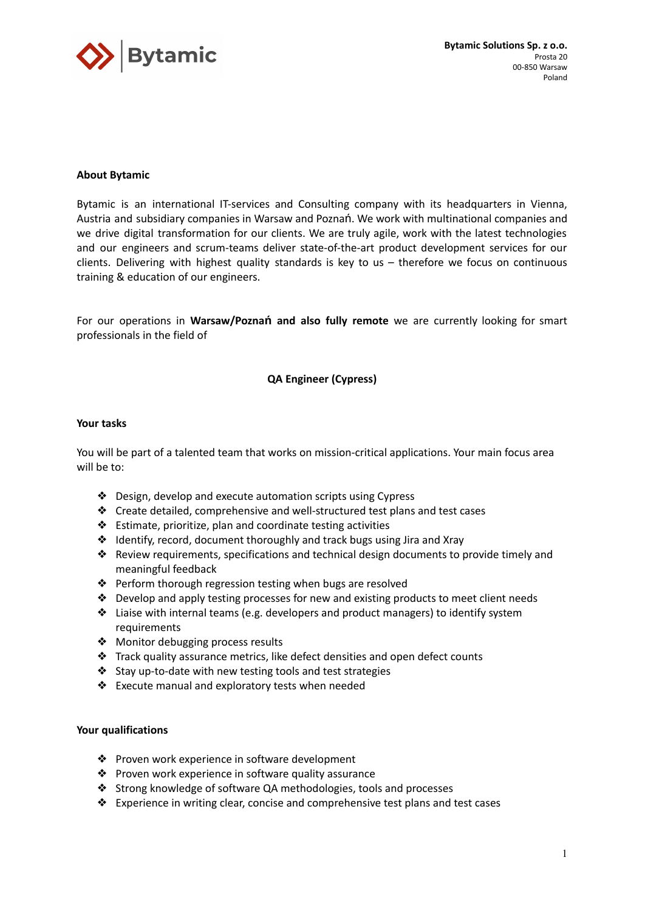**Bytamic Solutions Sp. z o.o.**
Prosta 20
00-850 Warsaw
Poland

**About Bytamic**

Bytamic is an international IT-services and Consulting company with its headquarters in Vienna, Austria and subsidiary companies in Warsaw and Poznań. We work with multinational companies and we drive digital transformation for our clients. We are truly agile, work with the latest technologies and our engineers and scrum-teams deliver state-of-the-art product development services for our clients. Delivering with highest quality standards is key to us – therefore we focus on continuous training & education of our engineers.

For our operations in **Warsaw/Poznań and also fully remote** we are currently looking for smart professionals in the field of

**QA Engineer (Cypress)**

**Your tasks**

You will be part of a talented team that works on mission-critical applications. Your main focus area will be to:

- Design, develop and execute automation scripts using Cypress
- Create detailed, comprehensive and well-structured test plans and test cases
- Estimate, prioritize, plan and coordinate testing activities
- Identify, record, document thoroughly and track bugs using Jira and Xray
- Review requirements, specifications and technical design documents to provide timely and meaningful feedback
- Perform thorough regression testing when bugs are resolved
- Develop and apply testing processes for new and existing products to meet client needs
- Liaise with internal teams (e.g. developers and product managers) to identify system requirements
- Monitor debugging process results
- Track quality assurance metrics, like defect densities and open defect counts
- Stay up-to-date with new testing tools and test strategies
- Execute manual and exploratory tests when needed

**Your qualifications**

- Proven work experience in software development
- Proven work experience in software quality assurance
- Strong knowledge of software QA methodologies, tools and processes
- Experience in writing clear, concise and comprehensive test plans and test cases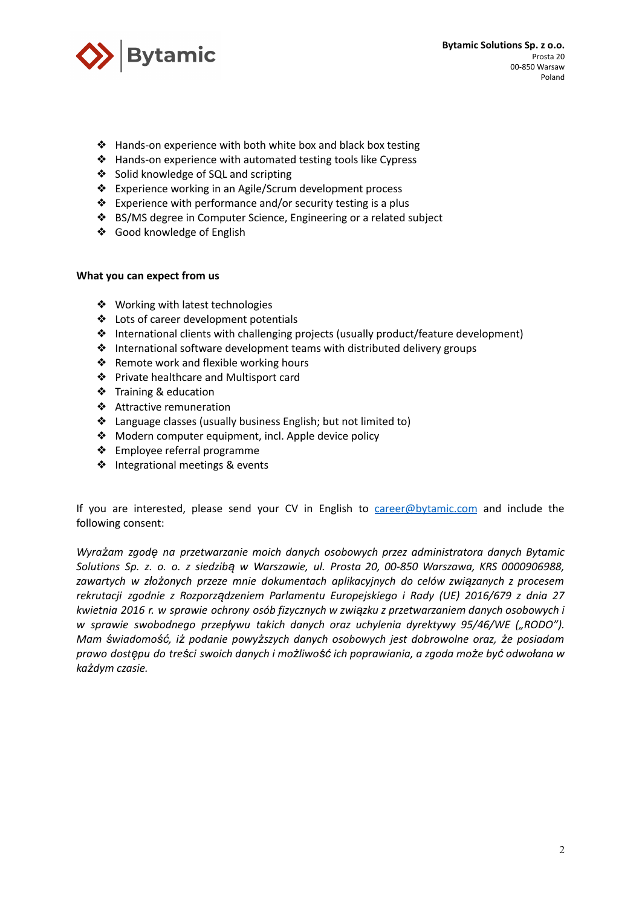- Hands-on experience with both white box and black box testing
- Hands-on experience with automated testing tools like Cypress
- Solid knowledge of SQL and scripting
- Experience working in an Agile/Scrum development process
- Experience with performance and/or security testing is a plus
- BS/MS degree in Computer Science, Engineering or a related subject
- Good knowledge of English

**What you can expect from us**

- Working with latest technologies
- Lots of career development potentials
- International clients with challenging projects (usually product/feature development)
- International software development teams with distributed delivery groups
- Remote work and flexible working hours
- Private healthcare and Multisport card
- Training & education
- Attractive remuneration
- Language classes (usually business English; but not limited to)
- Modern computer equipment, incl. Apple device policy
- Employee referral programme
- Integrational meetings & events

If you are interested, please send your CV in English to [career@bytamic.com](mailto:career@bytamic.com) and include the following consent:

*Wyrażam zgodę na przetwarzanie moich danych osobowych przez administratora danych Bytamic Solutions Sp. z. o. o. z siedzibą w Warszawie, ul. Prosta 20, 00-850 Warszawa, KRS 0000906988, zawartych w złożonych przeze mnie dokumentach aplikacyjnych do celów związanych z procesem rekrutacji zgodnie z Rozporządzeniem Parlamentu Europejskiego i Rady (UE) 2016/679 z dnia 27 kwietnia 2016 r. w sprawie ochrony osób fizycznych w związku z przetwarzaniem danych osobowych i w sprawie swobodnego przepływu takich danych oraz uchylenia dyrektywy 95/46/WE („RODO"). Mam świadomość, iż podanie powyższych danych osobowych jest dobrowolne oraz, że posiadam prawo dostępu do treści swoich danych i możliwość ich poprawiania, a zgoda może być odwołana w każdym czasie.*